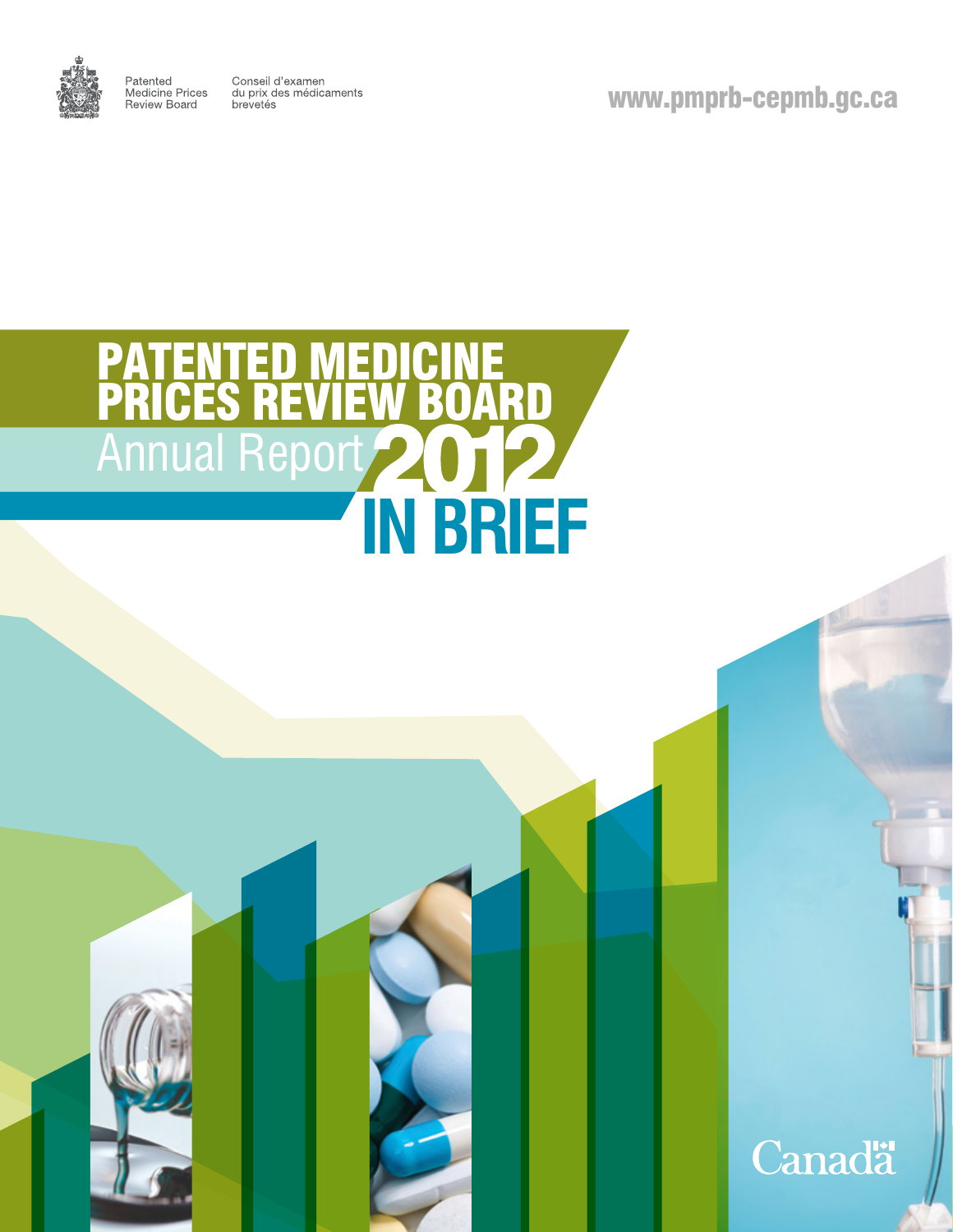Patented Medicine Prices Review Board

Conseil d'examen du prix des médicaments brevetés

www.pmprb-cepmb.gc.ca

# PATENTED MEDICINE PRICES REVIEW BOARD

## Annual Report 2012 IN BRIEF

Canada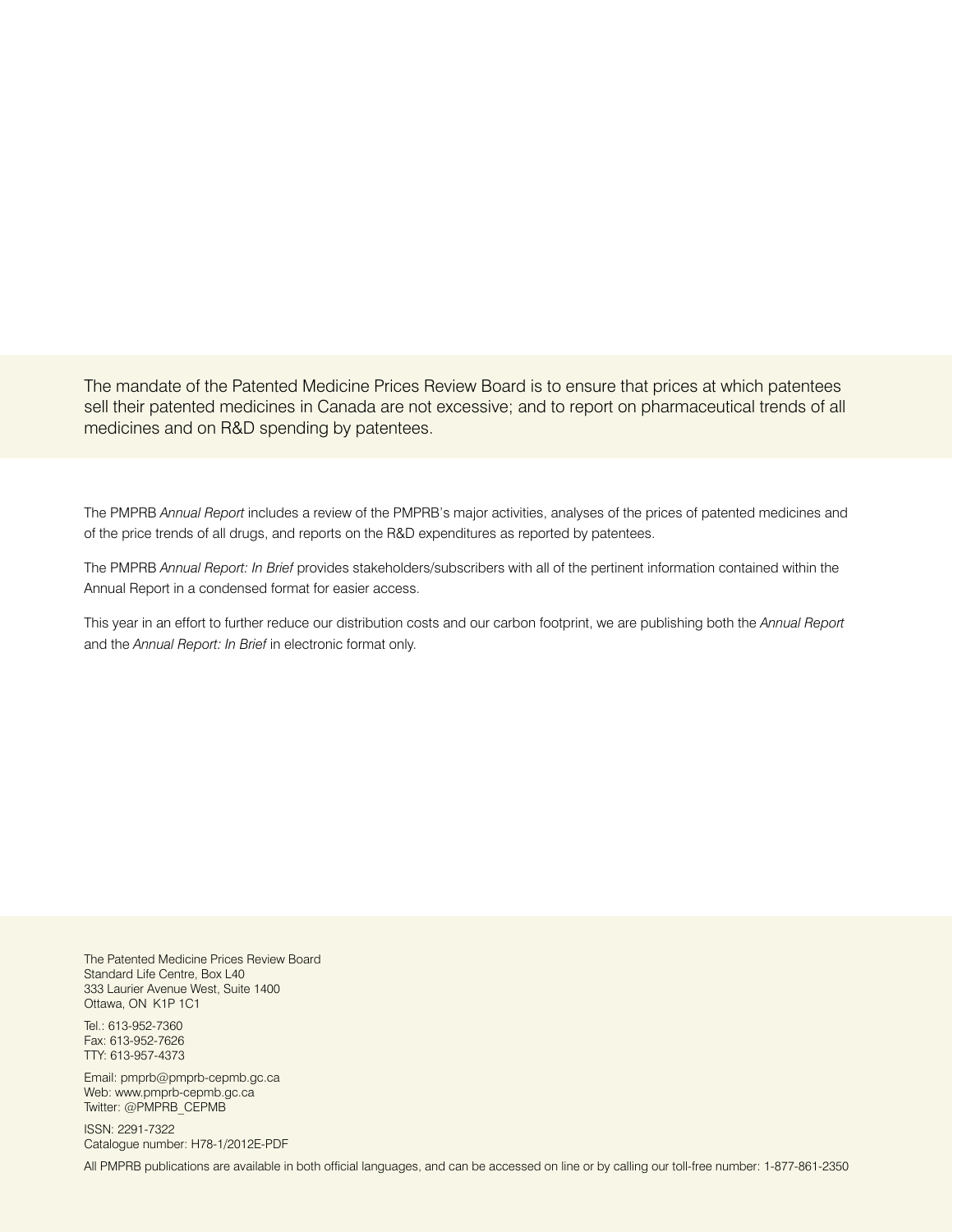The mandate of the Patented Medicine Prices Review Board is to ensure that prices at which patentees sell their patented medicines in Canada are not excessive; and to report on pharmaceutical trends of all medicines and on R&D spending by patentees.

The PMPRB *Annual Report* includes a review of the PMPRB's major activities, analyses of the prices of patented medicines and of the price trends of all drugs, and reports on the R&D expenditures as reported by patentees.

The PMPRB *Annual Report: In Brief* provides stakeholders/subscribers with all of the pertinent information contained within the Annual Report in a condensed format for easier access.

This year in an effort to further reduce our distribution costs and our carbon footprint, we are publishing both the *Annual Report* and the *Annual Report: In Brief* in electronic format only.

The Patented Medicine Prices Review Board
Standard Life Centre, Box L40
333 Laurier Avenue West, Suite 1400
Ottawa, ON K1P 1C1

Tel.: 613-952-7360
Fax: 613-952-7626
TTY: 613-957-4373

Email: pmprb@pmprb-cepmb.gc.ca
Web: www.pmprb-cepmb.gc.ca
Twitter: @PMPRB_CEPMB

ISSN: 2291-7322
Catalogue number: H78-1/2012E-PDF

All PMPRB publications are available in both official languages, and can be accessed on line or by calling our toll-free number: 1-877-861-2350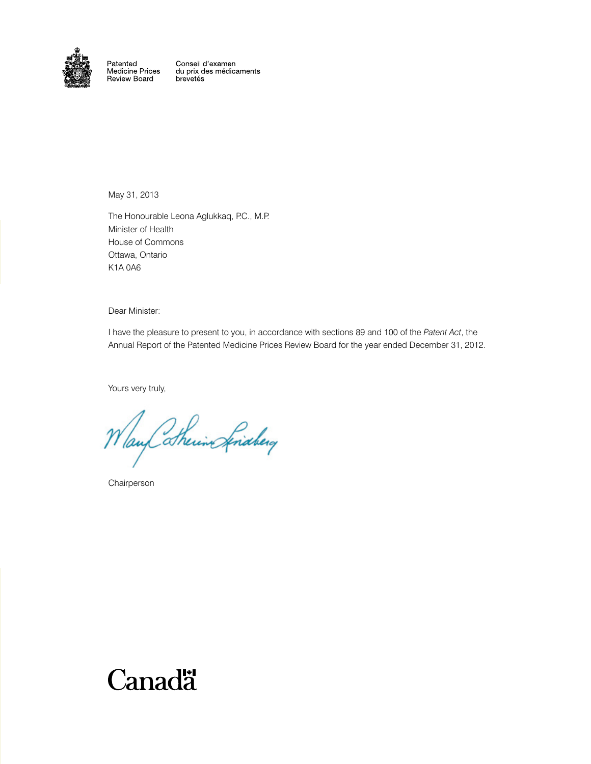Patented Medicine Prices Review Board

Conseil d'examen du prix des médicaments brevetés

May 31, 2013

The Honourable Leona Aglukkaq, P.C., M.P.
Minister of Health
House of Commons
Ottawa, Ontario
K1A 0A6

Dear Minister:

I have the pleasure to present to you, in accordance with sections 89 and 100 of the *Patent Act*, the Annual Report of the Patented Medicine Prices Review Board for the year ended December 31, 2012.

Yours very truly,

Mary Catherine Lindberg

Chairperson

Canada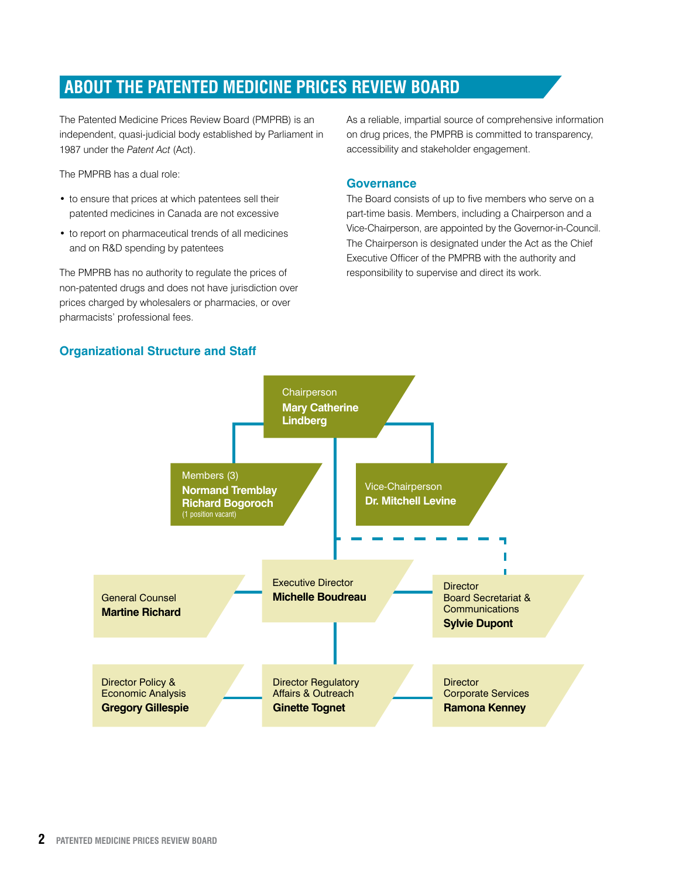## ABOUT THE PATENTED MEDICINE PRICES REVIEW BOARD

The Patented Medicine Prices Review Board (PMPRB) is an independent, quasi-judicial body established by Parliament in 1987 under the *Patent Act* (Act).

The PMPRB has a dual role:

- to ensure that prices at which patentees sell their patented medicines in Canada are not excessive
- to report on pharmaceutical trends of all medicines and on R&D spending by patentees

The PMPRB has no authority to regulate the prices of non-patented drugs and does not have jurisdiction over prices charged by wholesalers or pharmacies, or over pharmacists' professional fees.

As a reliable, impartial source of comprehensive information on drug prices, the PMPRB is committed to transparency, accessibility and stakeholder engagement.

### Governance

The Board consists of up to five members who serve on a part-time basis. Members, including a Chairperson and a Vice-Chairperson, are appointed by the Governor-in-Council. The Chairperson is designated under the Act as the Chief Executive Officer of the PMPRB with the authority and responsibility to supervise and direct its work.

### Organizational Structure and Staff

Chairperson
**Mary Catherine Lindberg**

Members (3)
**Normand Tremblay**
**Richard Bogoroch**
(1 position vacant)

Vice-Chairperson
**Dr. Mitchell Levine**

General Counsel
**Martine Richard**

Executive Director
**Michelle Boudreau**

Director
Board Secretariat & Communications
**Sylvie Dupont**

Director Policy & Economic Analysis
**Gregory Gillespie**

Director Regulatory Affairs & Outreach
**Ginette Tognet**

Director
Corporate Services
**Ramona Kenney**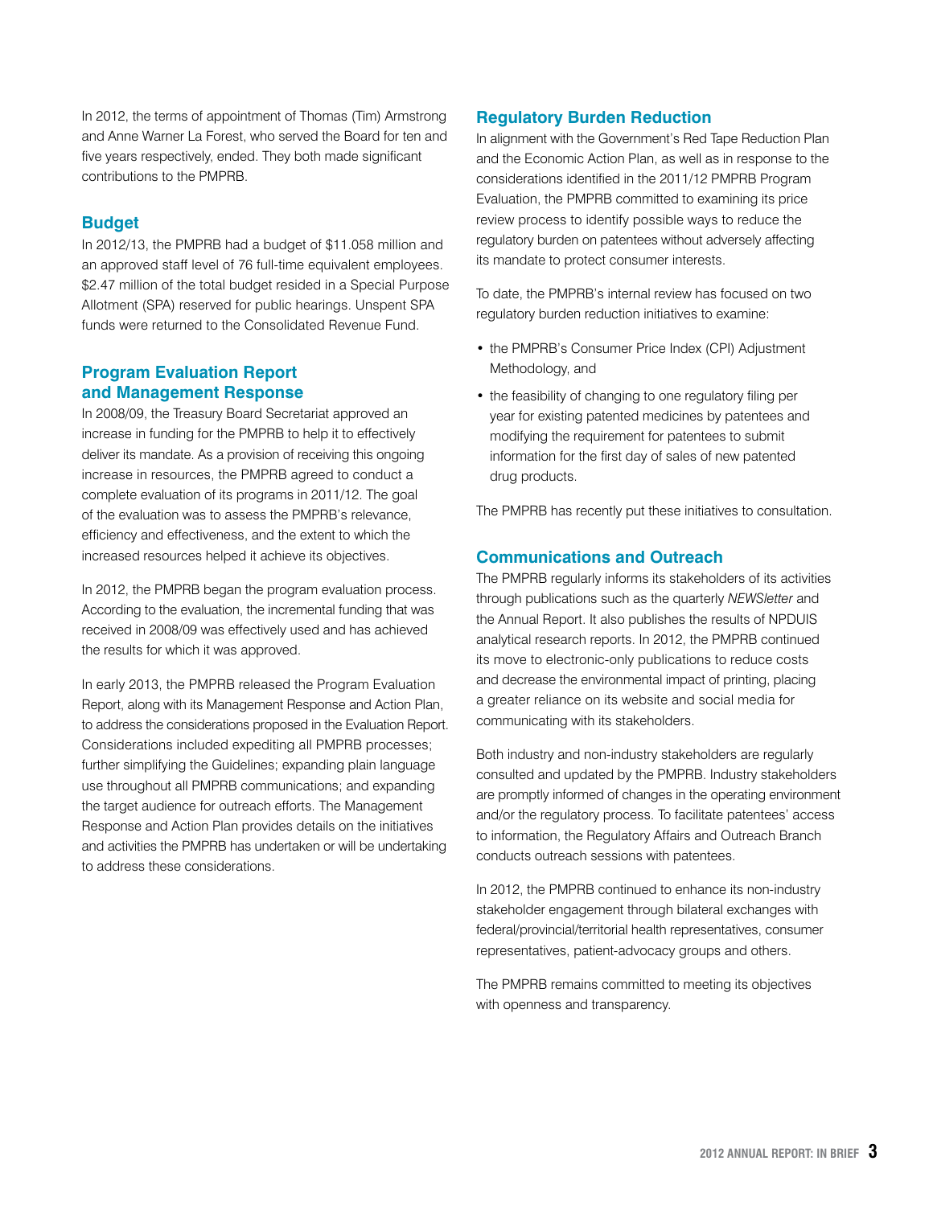In 2012, the terms of appointment of Thomas (Tim) Armstrong and Anne Warner La Forest, who served the Board for ten and five years respectively, ended. They both made significant contributions to the PMPRB.

## Budget

In 2012/13, the PMPRB had a budget of $11.058 million and an approved staff level of 76 full-time equivalent employees. $2.47 million of the total budget resided in a Special Purpose Allotment (SPA) reserved for public hearings. Unspent SPA funds were returned to the Consolidated Revenue Fund.

## Program Evaluation Report and Management Response

In 2008/09, the Treasury Board Secretariat approved an increase in funding for the PMPRB to help it to effectively deliver its mandate. As a provision of receiving this ongoing increase in resources, the PMPRB agreed to conduct a complete evaluation of its programs in 2011/12. The goal of the evaluation was to assess the PMPRB's relevance, efficiency and effectiveness, and the extent to which the increased resources helped it achieve its objectives.

In 2012, the PMPRB began the program evaluation process. According to the evaluation, the incremental funding that was received in 2008/09 was effectively used and has achieved the results for which it was approved.

In early 2013, the PMPRB released the Program Evaluation Report, along with its Management Response and Action Plan, to address the considerations proposed in the Evaluation Report. Considerations included expediting all PMPRB processes; further simplifying the Guidelines; expanding plain language use throughout all PMPRB communications; and expanding the target audience for outreach efforts. The Management Response and Action Plan provides details on the initiatives and activities the PMPRB has undertaken or will be undertaking to address these considerations.

## Regulatory Burden Reduction

In alignment with the Government's Red Tape Reduction Plan and the Economic Action Plan, as well as in response to the considerations identified in the 2011/12 PMPRB Program Evaluation, the PMPRB committed to examining its price review process to identify possible ways to reduce the regulatory burden on patentees without adversely affecting its mandate to protect consumer interests.

To date, the PMPRB's internal review has focused on two regulatory burden reduction initiatives to examine:

- the PMPRB's Consumer Price Index (CPI) Adjustment Methodology, and
- the feasibility of changing to one regulatory filing per year for existing patented medicines by patentees and modifying the requirement for patentees to submit information for the first day of sales of new patented drug products.

The PMPRB has recently put these initiatives to consultation.

## Communications and Outreach

The PMPRB regularly informs its stakeholders of its activities through publications such as the quarterly *NEWSletter* and the Annual Report. It also publishes the results of NPDUIS analytical research reports. In 2012, the PMPRB continued its move to electronic-only publications to reduce costs and decrease the environmental impact of printing, placing a greater reliance on its website and social media for communicating with its stakeholders.

Both industry and non-industry stakeholders are regularly consulted and updated by the PMPRB. Industry stakeholders are promptly informed of changes in the operating environment and/or the regulatory process. To facilitate patentees' access to information, the Regulatory Affairs and Outreach Branch conducts outreach sessions with patentees.

In 2012, the PMPRB continued to enhance its non-industry stakeholder engagement through bilateral exchanges with federal/provincial/territorial health representatives, consumer representatives, patient-advocacy groups and others.

The PMPRB remains committed to meeting its objectives with openness and transparency.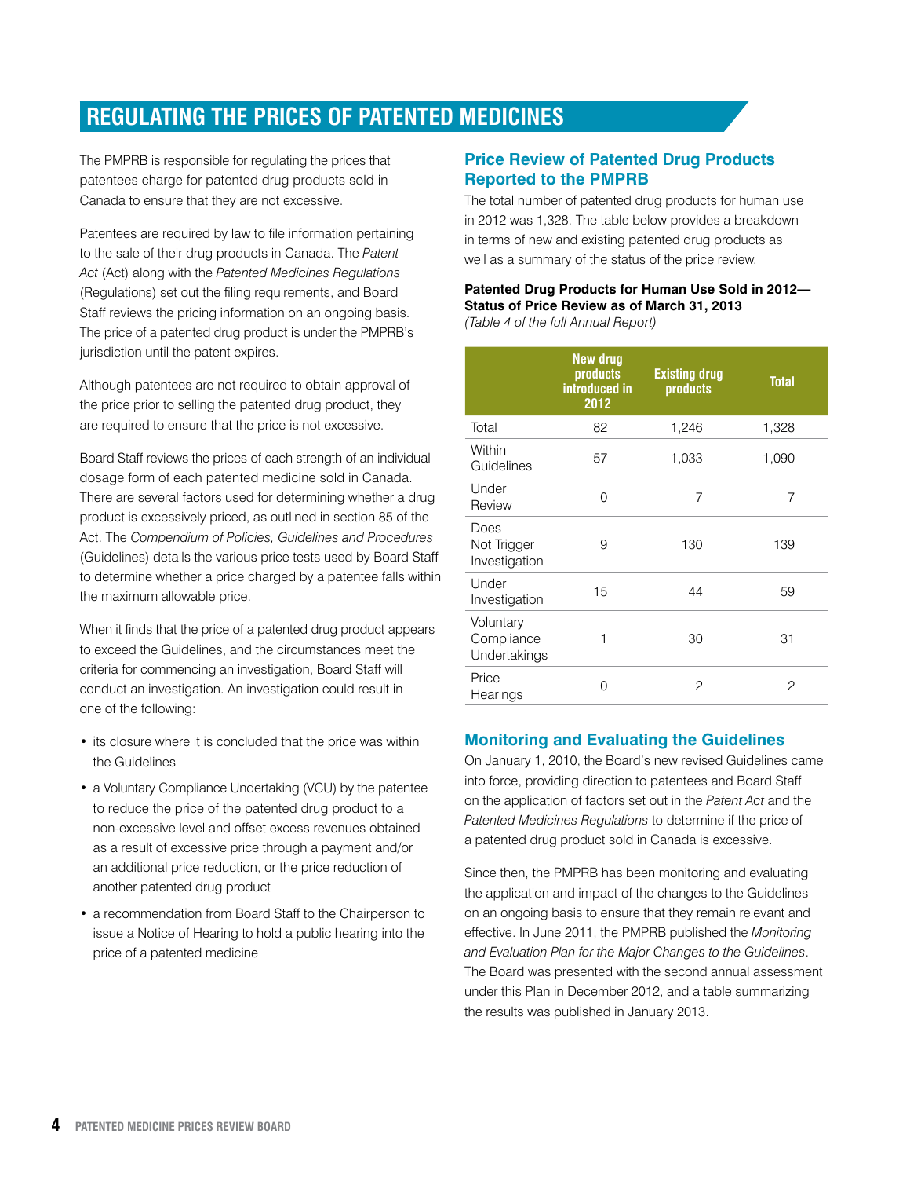# REGULATING THE PRICES OF PATENTED MEDICINES

The PMPRB is responsible for regulating the prices that patentees charge for patented drug products sold in Canada to ensure that they are not excessive.

Patentees are required by law to file information pertaining to the sale of their drug products in Canada. The *Patent Act* (Act) along with the *Patented Medicines Regulations* (Regulations) set out the filing requirements, and Board Staff reviews the pricing information on an ongoing basis. The price of a patented drug product is under the PMPRB's jurisdiction until the patent expires.

Although patentees are not required to obtain approval of the price prior to selling the patented drug product, they are required to ensure that the price is not excessive.

Board Staff reviews the prices of each strength of an individual dosage form of each patented medicine sold in Canada. There are several factors used for determining whether a drug product is excessively priced, as outlined in section 85 of the Act. The *Compendium of Policies, Guidelines and Procedures* (Guidelines) details the various price tests used by Board Staff to determine whether a price charged by a patentee falls within the maximum allowable price.

When it finds that the price of a patented drug product appears to exceed the Guidelines, and the circumstances meet the criteria for commencing an investigation, Board Staff will conduct an investigation. An investigation could result in one of the following:

- its closure where it is concluded that the price was within the Guidelines
- a Voluntary Compliance Undertaking (VCU) by the patentee to reduce the price of the patented drug product to a non-excessive level and offset excess revenues obtained as a result of excessive price through a payment and/or an additional price reduction, or the price reduction of another patented drug product
- a recommendation from Board Staff to the Chairperson to issue a Notice of Hearing to hold a public hearing into the price of a patented medicine

## Price Review of Patented Drug Products Reported to the PMPRB

The total number of patented drug products for human use in 2012 was 1,328. The table below provides a breakdown in terms of new and existing patented drug products as well as a summary of the status of the price review.

**Patented Drug Products for Human Use Sold in 2012—Status of Price Review as of March 31, 2013**
*(Table 4 of the full Annual Report)*

| | New drug products introduced in 2012 | Existing drug products | Total |
|---|---|---|---|
| Total | 82 | 1,246 | 1,328 |
| Within Guidelines | 57 | 1,033 | 1,090 |
| Under Review | 0 | 7 | 7 |
| Does Not Trigger Investigation | 9 | 130 | 139 |
| Under Investigation | 15 | 44 | 59 |
| Voluntary Compliance Undertakings | 1 | 30 | 31 |
| Price Hearings | 0 | 2 | 2 |

## Monitoring and Evaluating the Guidelines

On January 1, 2010, the Board's new revised Guidelines came into force, providing direction to patentees and Board Staff on the application of factors set out in the *Patent Act* and the *Patented Medicines Regulations* to determine if the price of a patented drug product sold in Canada is excessive.

Since then, the PMPRB has been monitoring and evaluating the application and impact of the changes to the Guidelines on an ongoing basis to ensure that they remain relevant and effective. In June 2011, the PMPRB published the *Monitoring and Evaluation Plan for the Major Changes to the Guidelines*. The Board was presented with the second annual assessment under this Plan in December 2012, and a table summarizing the results was published in January 2013.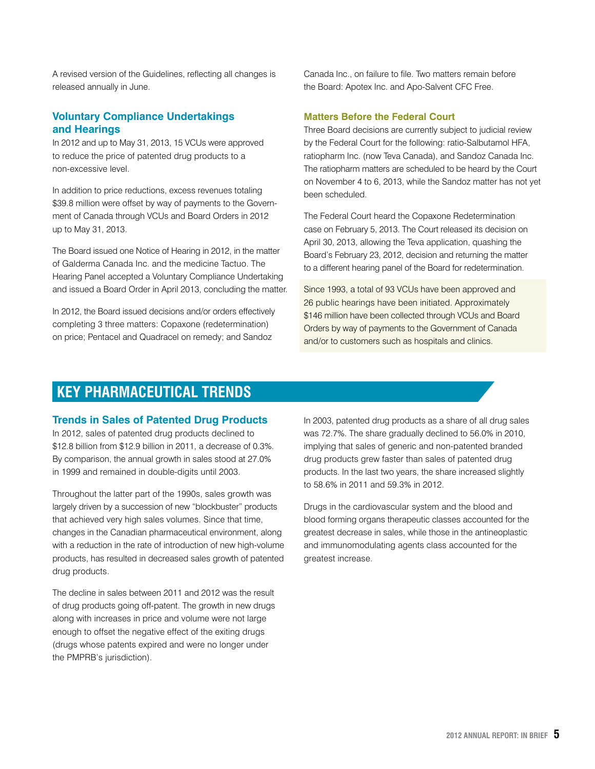A revised version of the Guidelines, reflecting all changes is released annually in June.

### Voluntary Compliance Undertakings and Hearings

In 2012 and up to May 31, 2013, 15 VCUs were approved to reduce the price of patented drug products to a non-excessive level.

In addition to price reductions, excess revenues totaling $39.8 million were offset by way of payments to the Government of Canada through VCUs and Board Orders in 2012 up to May 31, 2013.

The Board issued one Notice of Hearing in 2012, in the matter of Galderma Canada Inc. and the medicine Tactuo. The Hearing Panel accepted a Voluntary Compliance Undertaking and issued a Board Order in April 2013, concluding the matter.

In 2012, the Board issued decisions and/or orders effectively completing 3 three matters: Copaxone (redetermination) on price; Pentacel and Quadracel on remedy; and Sandoz Canada Inc., on failure to file. Two matters remain before the Board: Apotex Inc. and Apo-Salvent CFC Free.

### Matters Before the Federal Court

Three Board decisions are currently subject to judicial review by the Federal Court for the following: ratio-Salbutamol HFA, ratiopharm Inc. (now Teva Canada), and Sandoz Canada Inc. The ratiopharm matters are scheduled to be heard by the Court on November 4 to 6, 2013, while the Sandoz matter has not yet been scheduled.

The Federal Court heard the Copaxone Redetermination case on February 5, 2013. The Court released its decision on April 30, 2013, allowing the Teva application, quashing the Board's February 23, 2012, decision and returning the matter to a different hearing panel of the Board for redetermination.

Since 1993, a total of 93 VCUs have been approved and 26 public hearings have been initiated. Approximately $146 million have been collected through VCUs and Board Orders by way of payments to the Government of Canada and/or to customers such as hospitals and clinics.

## KEY PHARMACEUTICAL TRENDS

### Trends in Sales of Patented Drug Products

In 2012, sales of patented drug products declined to $12.8 billion from $12.9 billion in 2011, a decrease of 0.3%. By comparison, the annual growth in sales stood at 27.0% in 1999 and remained in double-digits until 2003.

Throughout the latter part of the 1990s, sales growth was largely driven by a succession of new "blockbuster" products that achieved very high sales volumes. Since that time, changes in the Canadian pharmaceutical environment, along with a reduction in the rate of introduction of new high-volume products, has resulted in decreased sales growth of patented drug products.

The decline in sales between 2011 and 2012 was the result of drug products going off-patent. The growth in new drugs along with increases in price and volume were not large enough to offset the negative effect of the exiting drugs (drugs whose patents expired and were no longer under the PMPRB's jurisdiction).

In 2003, patented drug products as a share of all drug sales was 72.7%. The share gradually declined to 56.0% in 2010, implying that sales of generic and non-patented branded drug products grew faster than sales of patented drug products. In the last two years, the share increased slightly to 58.6% in 2011 and 59.3% in 2012.

Drugs in the cardiovascular system and the blood and blood forming organs therapeutic classes accounted for the greatest decrease in sales, while those in the antineoplastic and immunomodulating agents class accounted for the greatest increase.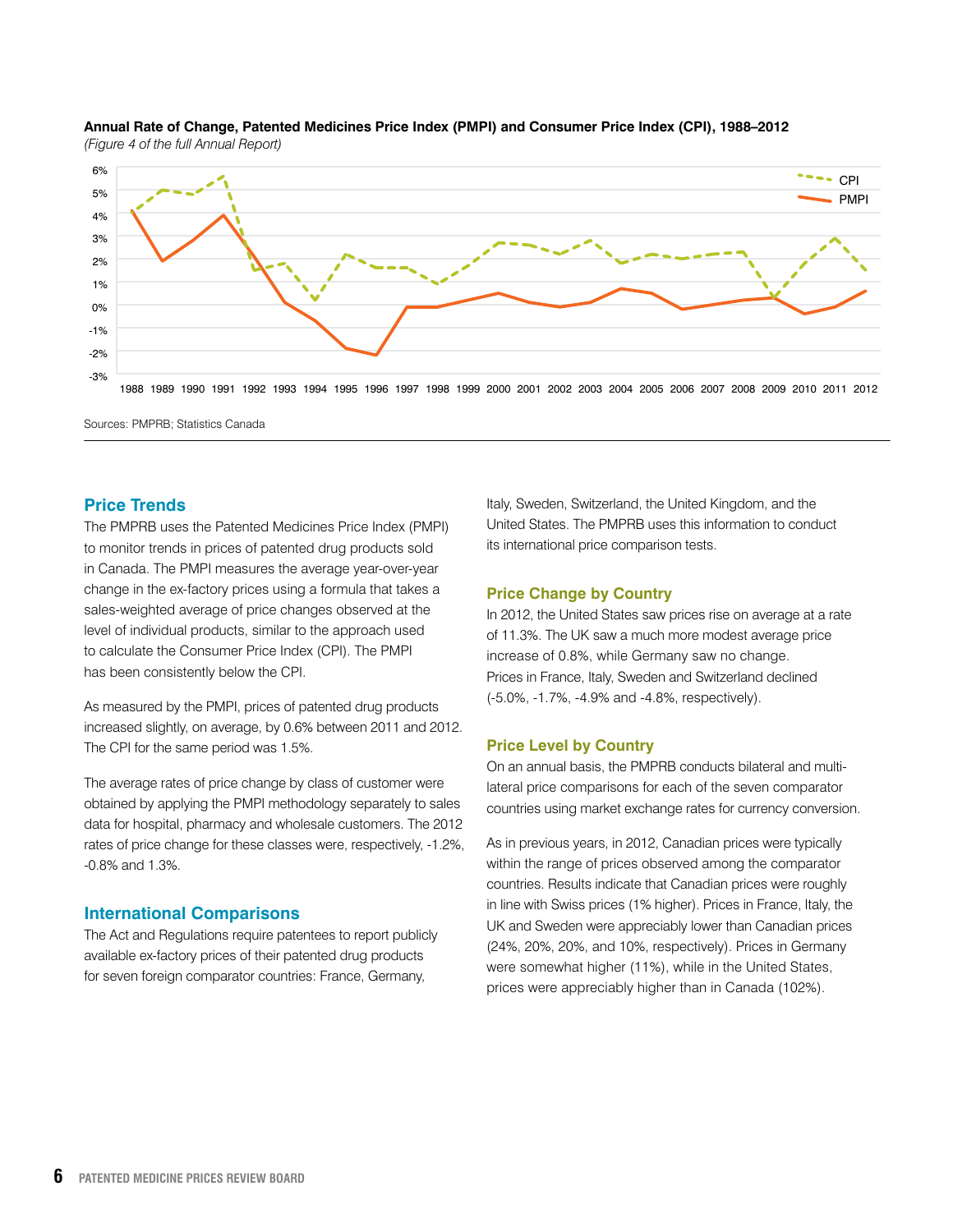**Annual Rate of Change, Patented Medicines Price Index (PMPI) and Consumer Price Index (CPI), 1988–2012**

*(Figure 4 of the full Annual Report)*

Sources: PMPRB; Statistics Canada

## Price Trends

The PMPRB uses the Patented Medicines Price Index (PMPI) to monitor trends in prices of patented drug products sold in Canada. The PMPI measures the average year-over-year change in the ex-factory prices using a formula that takes a sales-weighted average of price changes observed at the level of individual products, similar to the approach used to calculate the Consumer Price Index (CPI). The PMPI has been consistently below the CPI.

As measured by the PMPI, prices of patented drug products increased slightly, on average, by 0.6% between 2011 and 2012. The CPI for the same period was 1.5%.

The average rates of price change by class of customer were obtained by applying the PMPI methodology separately to sales data for hospital, pharmacy and wholesale customers. The 2012 rates of price change for these classes were, respectively, -1.2%, -0.8% and 1.3%.

## International Comparisons

The Act and Regulations require patentees to report publicly available ex-factory prices of their patented drug products for seven foreign comparator countries: France, Germany, Italy, Sweden, Switzerland, the United Kingdom, and the United States. The PMPRB uses this information to conduct its international price comparison tests.

### Price Change by Country

In 2012, the United States saw prices rise on average at a rate of 11.3%. The UK saw a much more modest average price increase of 0.8%, while Germany saw no change. Prices in France, Italy, Sweden and Switzerland declined (-5.0%, -1.7%, -4.9% and -4.8%, respectively).

### Price Level by Country

On an annual basis, the PMPRB conducts bilateral and multi-lateral price comparisons for each of the seven comparator countries using market exchange rates for currency conversion.

As in previous years, in 2012, Canadian prices were typically within the range of prices observed among the comparator countries. Results indicate that Canadian prices were roughly in line with Swiss prices (1% higher). Prices in France, Italy, the UK and Sweden were appreciably lower than Canadian prices (24%, 20%, 20%, and 10%, respectively). Prices in Germany were somewhat higher (11%), while in the United States, prices were appreciably higher than in Canada (102%).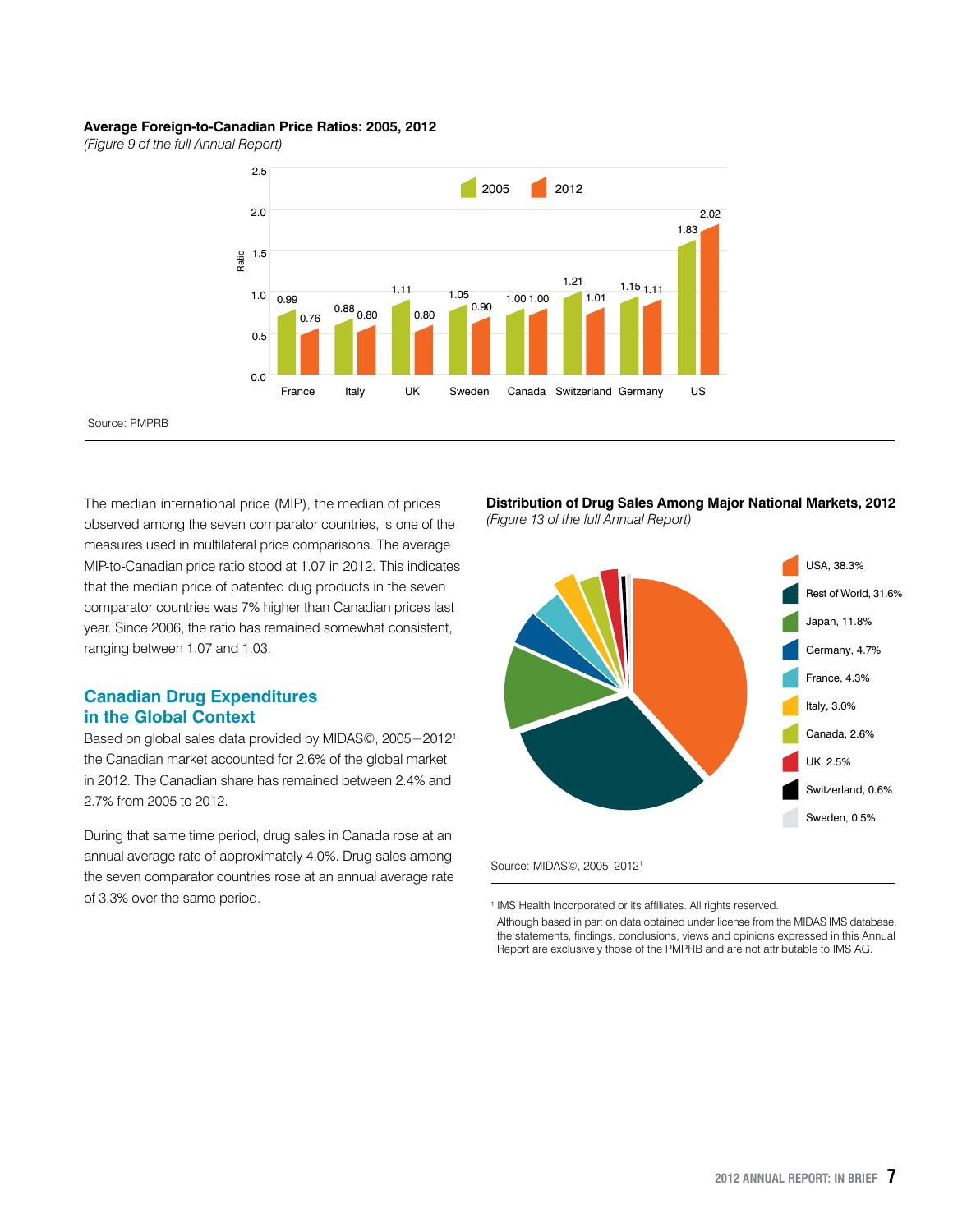**Average Foreign-to-Canadian Price Ratios: 2005, 2012**
*(Figure 9 of the full Annual Report)*

| Country | 2005 | 2012 |
|---|---|---|
| France | 0.99 | 0.76 |
| Italy | 0.88 | 0.80 |
| UK | 1.11 | 0.80 |
| Sweden | 1.05 | 0.90 |
| Canada | 1.00 | 1.00 |
| Switzerland | 1.21 | 1.01 |
| Germany | 1.15 | 1.11 |
| US | 1.83 | 2.02 |

Source: PMPRB

The median international price (MIP), the median of prices observed among the seven comparator countries, is one of the measures used in multilateral price comparisons. The average MIP-to-Canadian price ratio stood at 1.07 in 2012. This indicates that the median price of patented dug products in the seven comparator countries was 7% higher than Canadian prices last year. Since 2006, the ratio has remained somewhat consistent, ranging between 1.07 and 1.03.

## Canadian Drug Expenditures in the Global Context

Based on global sales data provided by MIDAS©, 2005−2012[1], the Canadian market accounted for 2.6% of the global market in 2012. The Canadian share has remained between 2.4% and 2.7% from 2005 to 2012.

During that same time period, drug sales in Canada rose at an annual average rate of approximately 4.0%. Drug sales among the seven comparator countries rose at an annual average rate of 3.3% over the same period.

**Distribution of Drug Sales Among Major National Markets, 2012**
*(Figure 13 of the full Annual Report)*

- USA, 38.3%
- Rest of World, 31.6%
- Japan, 11.8%
- Germany, 4.7%
- France, 4.3%
- Italy, 3.0%
- Canada, 2.6%
- UK, 2.5%
- Switzerland, 0.6%
- Sweden, 0.5%

Source: MIDAS©, 2005–2012[1]

[1] IMS Health Incorporated or its affiliates. All rights reserved. Although based in part on data obtained under license from the MIDAS IMS database, the statements, findings, conclusions, views and opinions expressed in this Annual Report are exclusively those of the PMPRB and are not attributable to IMS AG.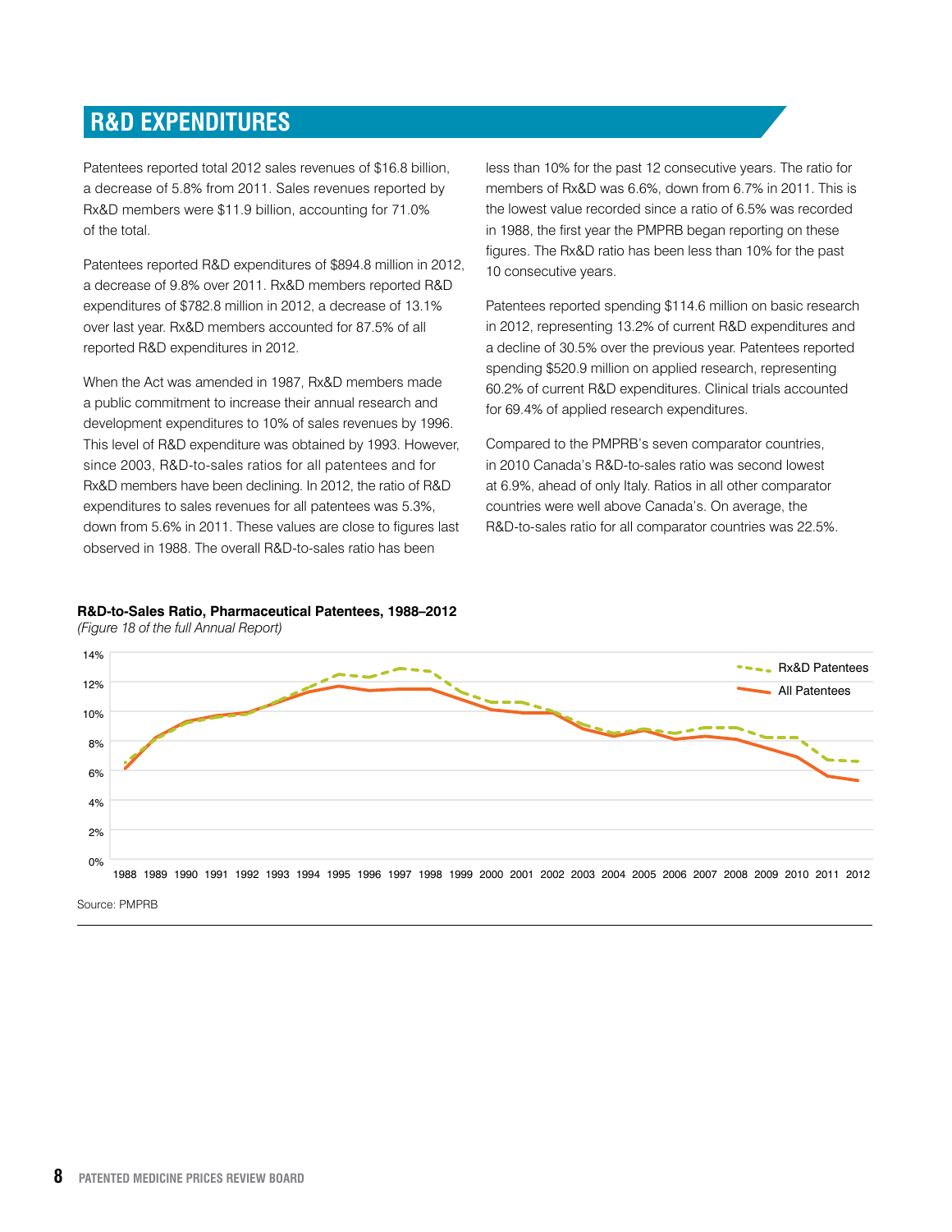## R&D EXPENDITURES

Patentees reported total 2012 sales revenues of $16.8 billion, a decrease of 5.8% from 2011. Sales revenues reported by Rx&D members were $11.9 billion, accounting for 71.0% of the total.

Patentees reported R&D expenditures of $894.8 million in 2012, a decrease of 9.8% over 2011. Rx&D members reported R&D expenditures of $782.8 million in 2012, a decrease of 13.1% over last year. Rx&D members accounted for 87.5% of all reported R&D expenditures in 2012.

When the Act was amended in 1987, Rx&D members made a public commitment to increase their annual research and development expenditures to 10% of sales revenues by 1996. This level of R&D expenditure was obtained by 1993. However, since 2003, R&D-to-sales ratios for all patentees and for Rx&D members have been declining. In 2012, the ratio of R&D expenditures to sales revenues for all patentees was 5.3%, down from 5.6% in 2011. These values are close to figures last observed in 1988. The overall R&D-to-sales ratio has been less than 10% for the past 12 consecutive years. The ratio for members of Rx&D was 6.6%, down from 6.7% in 2011. This is the lowest value recorded since a ratio of 6.5% was recorded in 1988, the first year the PMPRB began reporting on these figures. The Rx&D ratio has been less than 10% for the past 10 consecutive years.

Patentees reported spending $114.6 million on basic research in 2012, representing 13.2% of current R&D expenditures and a decline of 30.5% over the previous year. Patentees reported spending $520.9 million on applied research, representing 60.2% of current R&D expenditures. Clinical trials accounted for 69.4% of applied research expenditures.

Compared to the PMPRB's seven comparator countries, in 2010 Canada's R&D-to-sales ratio was second lowest at 6.9%, ahead of only Italy. Ratios in all other comparator countries were well above Canada's. On average, the R&D-to-sales ratio for all comparator countries was 22.5%.

**R&D-to-Sales Ratio, Pharmaceutical Patentees, 1988–2012**

*(Figure 18 of the full Annual Report)*

Source: PMPRB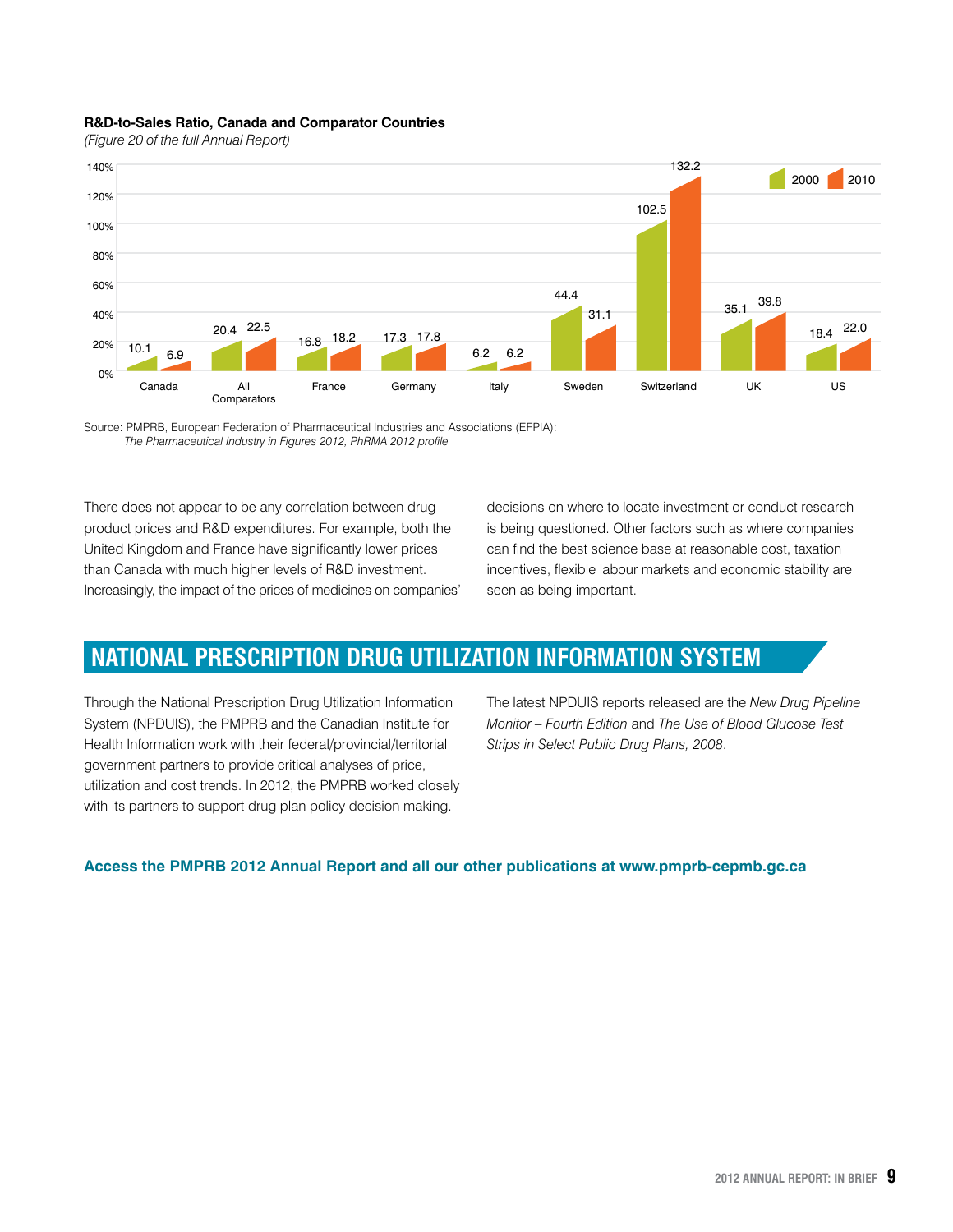**R&D-to-Sales Ratio, Canada and Comparator Countries**

*(Figure 20 of the full Annual Report)*

| | 2000 | 2010 |
|---|---|---|
| Canada | 10.1 | 6.9 |
| All Comparators | 20.4 | 22.5 |
| France | 16.8 | 18.2 |
| Germany | 17.3 | 17.8 |
| Italy | 6.2 | 6.2 |
| Sweden | 44.4 | 31.1 |
| Switzerland | 102.5 | 132.2 |
| UK | 35.1 | 39.8 |
| US | 18.4 | 22.0 |

Source: PMPRB, European Federation of Pharmaceutical Industries and Associations (EFPIA): *The Pharmaceutical Industry in Figures 2012, PhRMA 2012 profile*

There does not appear to be any correlation between drug product prices and R&D expenditures. For example, both the United Kingdom and France have significantly lower prices than Canada with much higher levels of R&D investment. Increasingly, the impact of the prices of medicines on companies' decisions on where to locate investment or conduct research is being questioned. Other factors such as where companies can find the best science base at reasonable cost, taxation incentives, flexible labour markets and economic stability are seen as being important.

## NATIONAL PRESCRIPTION DRUG UTILIZATION INFORMATION SYSTEM

Through the National Prescription Drug Utilization Information System (NPDUIS), the PMPRB and the Canadian Institute for Health Information work with their federal/provincial/territorial government partners to provide critical analyses of price, utilization and cost trends. In 2012, the PMPRB worked closely with its partners to support drug plan policy decision making.

The latest NPDUIS reports released are the *New Drug Pipeline Monitor – Fourth Edition* and *The Use of Blood Glucose Test Strips in Select Public Drug Plans, 2008*.

**Access the PMPRB 2012 Annual Report and all our other publications at www.pmprb-cepmb.gc.ca**